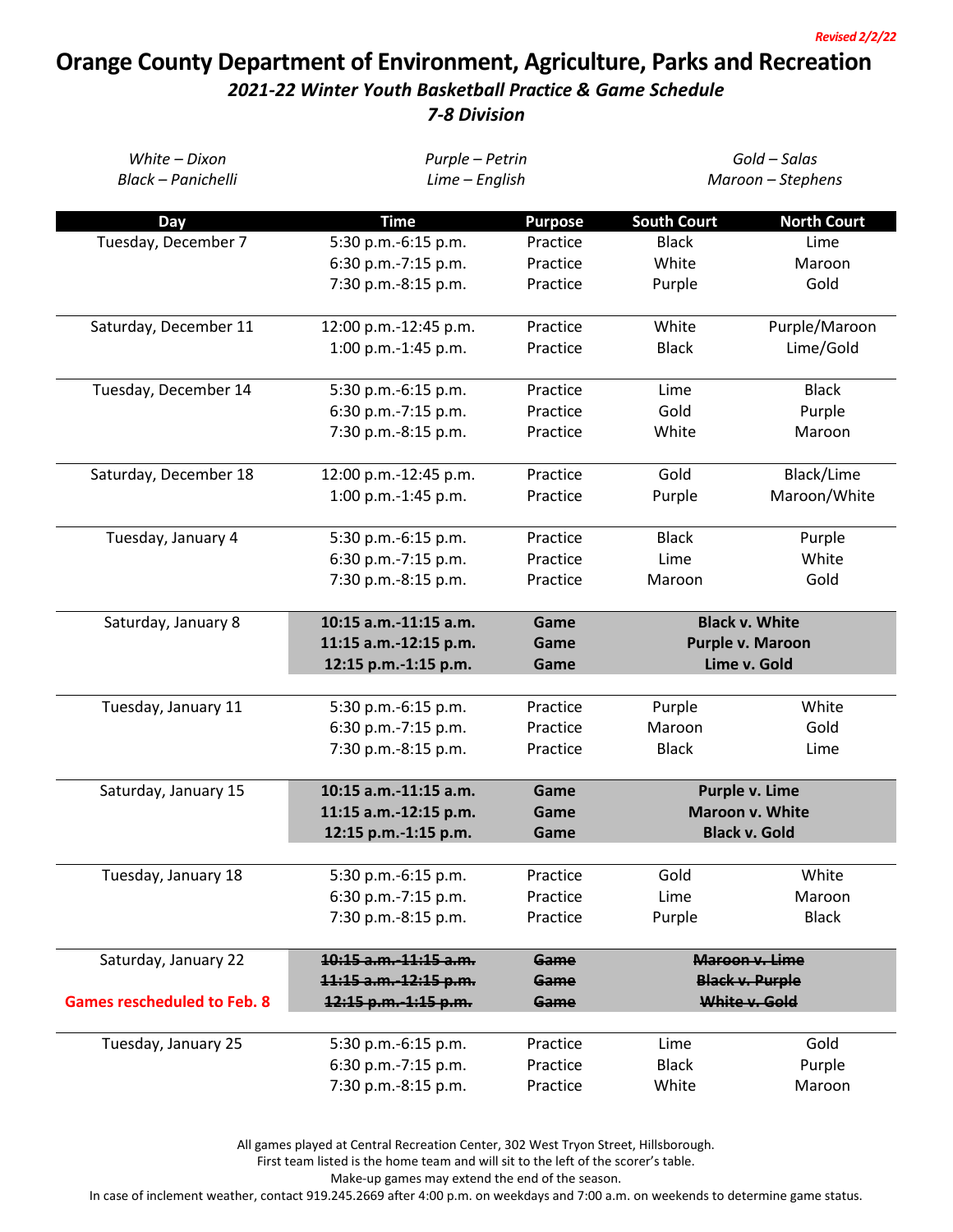*Revised 2/2/22*

# Orange County Department of Environment, Agriculture, Parks and Recreation

## *2021-22 Winter Youth Basketball Practice & Game Schedule*

## *7-8 Division*

*White – Dixon*
*Black – Panichelli*

*Purple – Petrin*
*Lime – English*

*Gold – Salas*
*Maroon – Stephens*

| Day | Time | Purpose | South Court | North Court |
|---|---|---|---|---|
| Tuesday, December 7 | 5:30 p.m.-6:15 p.m. | Practice | Black | Lime |
| | 6:30 p.m.-7:15 p.m. | Practice | White | Maroon |
| | 7:30 p.m.-8:15 p.m. | Practice | Purple | Gold |
| Saturday, December 11 | 12:00 p.m.-12:45 p.m. | Practice | White | Purple/Maroon |
| | 1:00 p.m.-1:45 p.m. | Practice | Black | Lime/Gold |
| Tuesday, December 14 | 5:30 p.m.-6:15 p.m. | Practice | Lime | Black |
| | 6:30 p.m.-7:15 p.m. | Practice | Gold | Purple |
| | 7:30 p.m.-8:15 p.m. | Practice | White | Maroon |
| Saturday, December 18 | 12:00 p.m.-12:45 p.m. | Practice | Gold | Black/Lime |
| | 1:00 p.m.-1:45 p.m. | Practice | Purple | Maroon/White |
| Tuesday, January 4 | 5:30 p.m.-6:15 p.m. | Practice | Black | Purple |
| | 6:30 p.m.-7:15 p.m. | Practice | Lime | White |
| | 7:30 p.m.-8:15 p.m. | Practice | Maroon | Gold |
| Saturday, January 8 | **10:15 a.m.-11:15 a.m.** | **Game** | **Black v. White** | |
| | **11:15 a.m.-12:15 p.m.** | **Game** | **Purple v. Maroon** | |
| | **12:15 p.m.-1:15 p.m.** | **Game** | **Lime v. Gold** | |
| Tuesday, January 11 | 5:30 p.m.-6:15 p.m. | Practice | Purple | White |
| | 6:30 p.m.-7:15 p.m. | Practice | Maroon | Gold |
| | 7:30 p.m.-8:15 p.m. | Practice | Black | Lime |
| Saturday, January 15 | **10:15 a.m.-11:15 a.m.** | **Game** | **Purple v. Lime** | |
| | **11:15 a.m.-12:15 p.m.** | **Game** | **Maroon v. White** | |
| | **12:15 p.m.-1:15 p.m.** | **Game** | **Black v. Gold** | |
| Tuesday, January 18 | 5:30 p.m.-6:15 p.m. | Practice | Gold | White |
| | 6:30 p.m.-7:15 p.m. | Practice | Lime | Maroon |
| | 7:30 p.m.-8:15 p.m. | Practice | Purple | Black |
| Saturday, January 22 | ~~**10:15 a.m.-11:15 a.m.**~~ | ~~**Game**~~ | ~~**Maroon v. Lime**~~ | |
| | ~~**11:15 a.m.-12:15 p.m.**~~ | ~~**Game**~~ | ~~**Black v. Purple**~~ | |
| **Games rescheduled to Feb. 8** | ~~**12:15 p.m.-1:15 p.m.**~~ | ~~**Game**~~ | ~~**White v. Gold**~~ | |
| Tuesday, January 25 | 5:30 p.m.-6:15 p.m. | Practice | Lime | Gold |
| | 6:30 p.m.-7:15 p.m. | Practice | Black | Purple |
| | 7:30 p.m.-8:15 p.m. | Practice | White | Maroon |

All games played at Central Recreation Center, 302 West Tryon Street, Hillsborough.
First team listed is the home team and will sit to the left of the scorer's table.
Make-up games may extend the end of the season.
In case of inclement weather, contact 919.245.2669 after 4:00 p.m. on weekdays and 7:00 a.m. on weekends to determine game status.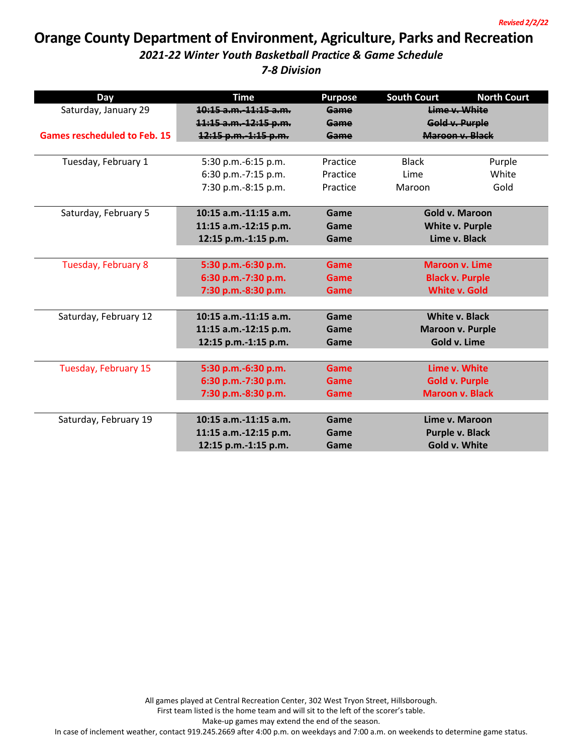*Revised 2/2/22*

# Orange County Department of Environment, Agriculture, Parks and Recreation

## *2021-22 Winter Youth Basketball Practice & Game Schedule*

## *7-8 Division*

| Day | Time | Purpose | South Court | North Court |
|---|---|---|---|---|
| Saturday, January 29 | ~~10:15 a.m.-11:15 a.m.~~ | ~~Game~~ | ~~Lime v. White~~ | |
| | ~~11:15 a.m.-12:15 p.m.~~ | ~~Game~~ | ~~Gold v. Purple~~ | |
| **Games rescheduled to Feb. 15** | ~~12:15 p.m.-1:15 p.m.~~ | ~~Game~~ | ~~Maroon v. Black~~ | |
| Tuesday, February 1 | 5:30 p.m.-6:15 p.m. | Practice | Black | Purple |
| | 6:30 p.m.-7:15 p.m. | Practice | Lime | White |
| | 7:30 p.m.-8:15 p.m. | Practice | Maroon | Gold |
| Saturday, February 5 | **10:15 a.m.-11:15 a.m.** | **Game** | **Gold v. Maroon** | |
| | **11:15 a.m.-12:15 p.m.** | **Game** | **White v. Purple** | |
| | **12:15 p.m.-1:15 p.m.** | **Game** | **Lime v. Black** | |
| Tuesday, February 8 | **5:30 p.m.-6:30 p.m.** | **Game** | **Maroon v. Lime** | |
| | **6:30 p.m.-7:30 p.m.** | **Game** | **Black v. Purple** | |
| | **7:30 p.m.-8:30 p.m.** | **Game** | **White v. Gold** | |
| Saturday, February 12 | **10:15 a.m.-11:15 a.m.** | **Game** | **White v. Black** | |
| | **11:15 a.m.-12:15 p.m.** | **Game** | **Maroon v. Purple** | |
| | **12:15 p.m.-1:15 p.m.** | **Game** | **Gold v. Lime** | |
| Tuesday, February 15 | **5:30 p.m.-6:30 p.m.** | **Game** | **Lime v. White** | |
| | **6:30 p.m.-7:30 p.m.** | **Game** | **Gold v. Purple** | |
| | **7:30 p.m.-8:30 p.m.** | **Game** | **Maroon v. Black** | |
| Saturday, February 19 | **10:15 a.m.-11:15 a.m.** | **Game** | **Lime v. Maroon** | |
| | **11:15 a.m.-12:15 p.m.** | **Game** | **Purple v. Black** | |
| | **12:15 p.m.-1:15 p.m.** | **Game** | **Gold v. White** | |

All games played at Central Recreation Center, 302 West Tryon Street, Hillsborough.
First team listed is the home team and will sit to the left of the scorer's table.
Make-up games may extend the end of the season.
In case of inclement weather, contact 919.245.2669 after 4:00 p.m. on weekdays and 7:00 a.m. on weekends to determine game status.